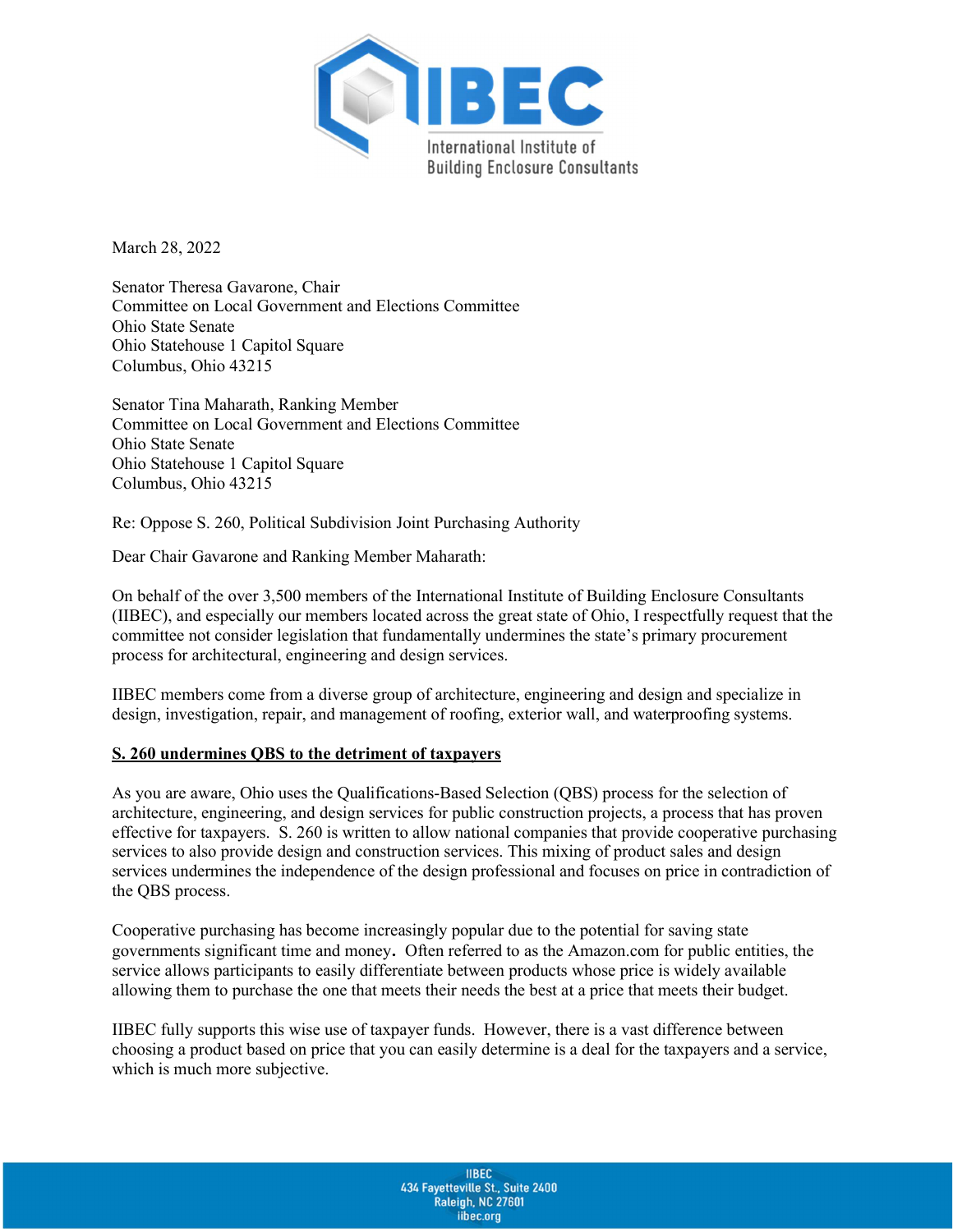IIBEC

International Institute of Building Enclosure Consultants

March 28, 2022

Senator Theresa Gavarone, Chair
Committee on Local Government and Elections Committee
Ohio State Senate
Ohio Statehouse 1 Capitol Square
Columbus, Ohio 43215

Senator Tina Maharath, Ranking Member
Committee on Local Government and Elections Committee
Ohio State Senate
Ohio Statehouse 1 Capitol Square
Columbus, Ohio 43215

Re: Oppose S. 260, Political Subdivision Joint Purchasing Authority

Dear Chair Gavarone and Ranking Member Maharath:

On behalf of the over 3,500 members of the International Institute of Building Enclosure Consultants (IIBEC), and especially our members located across the great state of Ohio, I respectfully request that the committee not consider legislation that fundamentally undermines the state's primary procurement process for architectural, engineering and design services.

IIBEC members come from a diverse group of architecture, engineering and design and specialize in design, investigation, repair, and management of roofing, exterior wall, and waterproofing systems.

**S. 260 undermines QBS to the detriment of taxpayers**

As you are aware, Ohio uses the Qualifications-Based Selection (QBS) process for the selection of architecture, engineering, and design services for public construction projects, a process that has proven effective for taxpayers. S. 260 is written to allow national companies that provide cooperative purchasing services to also provide design and construction services. This mixing of product sales and design services undermines the independence of the design professional and focuses on price in contradiction of the QBS process.

Cooperative purchasing has become increasingly popular due to the potential for saving state governments significant time and money. Often referred to as the Amazon.com for public entities, the service allows participants to easily differentiate between products whose price is widely available allowing them to purchase the one that meets their needs the best at a price that meets their budget.

IIBEC fully supports this wise use of taxpayer funds. However, there is a vast difference between choosing a product based on price that you can easily determine is a deal for the taxpayers and a service, which is much more subjective.

IIBEC
434 Fayetteville St., Suite 2400
Raleigh, NC 27601
iibec.org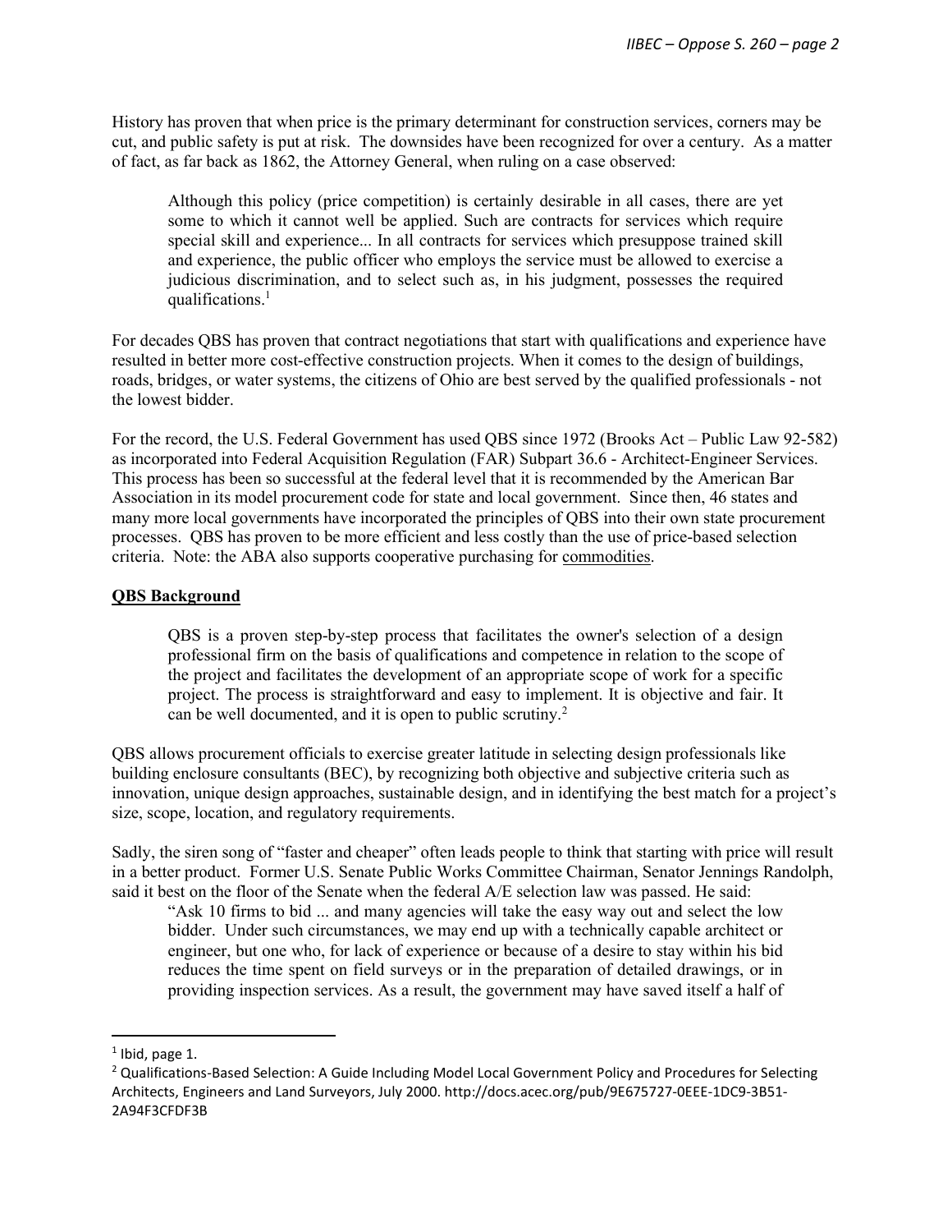History has proven that when price is the primary determinant for construction services, corners may be cut, and public safety is put at risk. The downsides have been recognized for over a century. As a matter of fact, as far back as 1862, the Attorney General, when ruling on a case observed:

> Although this policy (price competition) is certainly desirable in all cases, there are yet some to which it cannot well be applied. Such are contracts for services which require special skill and experience... In all contracts for services which presuppose trained skill and experience, the public officer who employs the service must be allowed to exercise a judicious discrimination, and to select such as, in his judgment, possesses the required qualifications.[1]

For decades QBS has proven that contract negotiations that start with qualifications and experience have resulted in better more cost-effective construction projects. When it comes to the design of buildings, roads, bridges, or water systems, the citizens of Ohio are best served by the qualified professionals - not the lowest bidder.

For the record, the U.S. Federal Government has used QBS since 1972 (Brooks Act – Public Law 92-582) as incorporated into Federal Acquisition Regulation (FAR) Subpart 36.6 - Architect-Engineer Services. This process has been so successful at the federal level that it is recommended by the American Bar Association in its model procurement code for state and local government. Since then, 46 states and many more local governments have incorporated the principles of QBS into their own state procurement processes. QBS has proven to be more efficient and less costly than the use of price-based selection criteria. Note: the ABA also supports cooperative purchasing for <u>commodities</u>.

## <u>QBS Background</u>

> QBS is a proven step-by-step process that facilitates the owner's selection of a design professional firm on the basis of qualifications and competence in relation to the scope of the project and facilitates the development of an appropriate scope of work for a specific project. The process is straightforward and easy to implement. It is objective and fair. It can be well documented, and it is open to public scrutiny.[2]

QBS allows procurement officials to exercise greater latitude in selecting design professionals like building enclosure consultants (BEC), by recognizing both objective and subjective criteria such as innovation, unique design approaches, sustainable design, and in identifying the best match for a project's size, scope, location, and regulatory requirements.

Sadly, the siren song of "faster and cheaper" often leads people to think that starting with price will result in a better product. Former U.S. Senate Public Works Committee Chairman, Senator Jennings Randolph, said it best on the floor of the Senate when the federal A/E selection law was passed. He said:

> "Ask 10 firms to bid ... and many agencies will take the easy way out and select the low bidder. Under such circumstances, we may end up with a technically capable architect or engineer, but one who, for lack of experience or because of a desire to stay within his bid reduces the time spent on field surveys or in the preparation of detailed drawings, or in providing inspection services. As a result, the government may have saved itself a half of

---

[1] Ibid, page 1.

[2] Qualifications-Based Selection: A Guide Including Model Local Government Policy and Procedures for Selecting Architects, Engineers and Land Surveyors, July 2000. http://docs.acec.org/pub/9E675727-0EEE-1DC9-3B51-2A94F3CFDF3B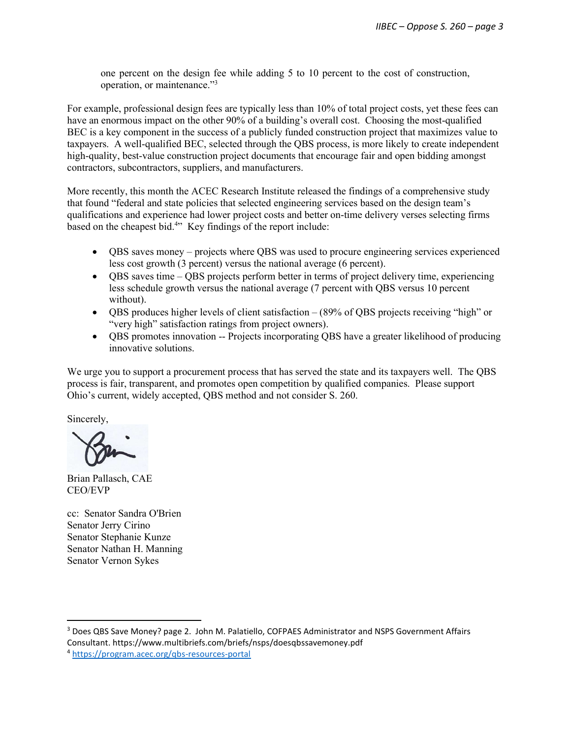one percent on the design fee while adding 5 to 10 percent to the cost of construction, operation, or maintenance."[3]

For example, professional design fees are typically less than 10% of total project costs, yet these fees can have an enormous impact on the other 90% of a building's overall cost. Choosing the most-qualified BEC is a key component in the success of a publicly funded construction project that maximizes value to taxpayers. A well-qualified BEC, selected through the QBS process, is more likely to create independent high-quality, best-value construction project documents that encourage fair and open bidding amongst contractors, subcontractors, suppliers, and manufacturers.

More recently, this month the ACEC Research Institute released the findings of a comprehensive study that found "federal and state policies that selected engineering services based on the design team's qualifications and experience had lower project costs and better on-time delivery verses selecting firms based on the cheapest bid.[4]" Key findings of the report include:

- QBS saves money – projects where QBS was used to procure engineering services experienced less cost growth (3 percent) versus the national average (6 percent).
- QBS saves time – QBS projects perform better in terms of project delivery time, experiencing less schedule growth versus the national average (7 percent with QBS versus 10 percent without).
- QBS produces higher levels of client satisfaction – (89% of QBS projects receiving "high" or "very high" satisfaction ratings from project owners).
- QBS promotes innovation -- Projects incorporating QBS have a greater likelihood of producing innovative solutions.

We urge you to support a procurement process that has served the state and its taxpayers well. The QBS process is fair, transparent, and promotes open competition by qualified companies. Please support Ohio's current, widely accepted, QBS method and not consider S. 260.

Sincerely,

Brian Pallasch, CAE
CEO/EVP

cc: Senator Sandra O'Brien
Senator Jerry Cirino
Senator Stephanie Kunze
Senator Nathan H. Manning
Senator Vernon Sykes

---

[3] Does QBS Save Money? page 2. John M. Palatiello, COFPAES Administrator and NSPS Government Affairs Consultant. https://www.multibriefs.com/briefs/nsps/doesqbssavemoney.pdf

[4] https://program.acec.org/qbs-resources-portal